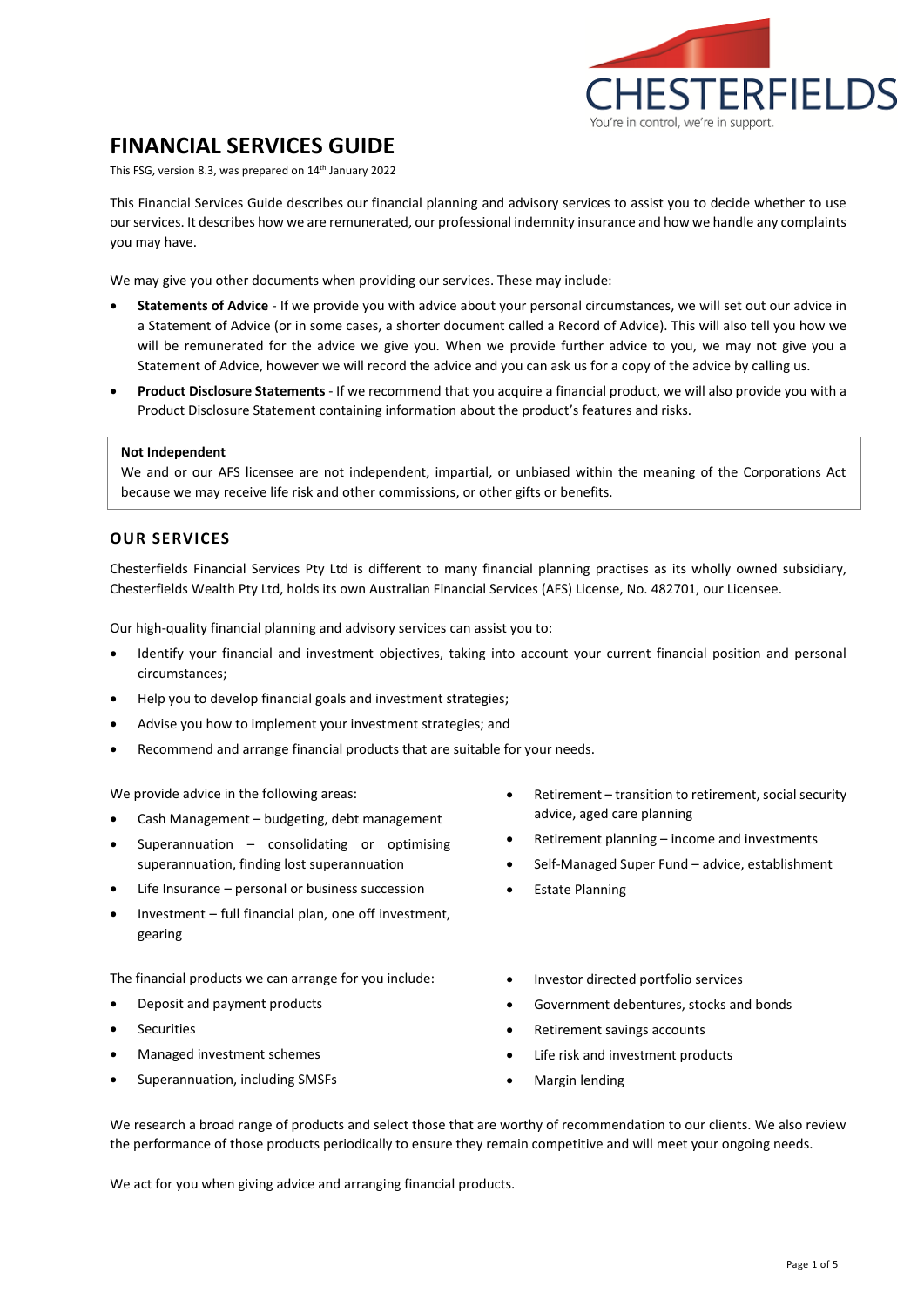CHESTERFIELDS

You're in control, we're in support.

# FINANCIAL SERVICES GUIDE

This FSG, version 8.3, was prepared on 14th January 2022

This Financial Services Guide describes our financial planning and advisory services to assist you to decide whether to use our services. It describes how we are remunerated, our professional indemnity insurance and how we handle any complaints you may have.

We may give you other documents when providing our services. These may include:

- **Statements of Advice** - If we provide you with advice about your personal circumstances, we will set out our advice in a Statement of Advice (or in some cases, a shorter document called a Record of Advice). This will also tell you how we will be remunerated for the advice we give you. When we provide further advice to you, we may not give you a Statement of Advice, however we will record the advice and you can ask us for a copy of the advice by calling us.
- **Product Disclosure Statements** - If we recommend that you acquire a financial product, we will also provide you with a Product Disclosure Statement containing information about the product's features and risks.

**Not Independent**

We and or our AFS licensee are not independent, impartial, or unbiased within the meaning of the Corporations Act because we may receive life risk and other commissions, or other gifts or benefits.

## OUR SERVICES

Chesterfields Financial Services Pty Ltd is different to many financial planning practises as its wholly owned subsidiary, Chesterfields Wealth Pty Ltd, holds its own Australian Financial Services (AFS) License, No. 482701, our Licensee.

Our high-quality financial planning and advisory services can assist you to:

- Identify your financial and investment objectives, taking into account your current financial position and personal circumstances;
- Help you to develop financial goals and investment strategies;
- Advise you how to implement your investment strategies; and
- Recommend and arrange financial products that are suitable for your needs.

We provide advice in the following areas:

- Cash Management – budgeting, debt management
- Superannuation – consolidating or optimising superannuation, finding lost superannuation
- Life Insurance – personal or business succession
- Investment – full financial plan, one off investment, gearing
- Retirement – transition to retirement, social security advice, aged care planning
- Retirement planning – income and investments
- Self-Managed Super Fund – advice, establishment
- Estate Planning

The financial products we can arrange for you include:

- Deposit and payment products
- Securities
- Managed investment schemes
- Superannuation, including SMSFs
- Investor directed portfolio services
- Government debentures, stocks and bonds
- Retirement savings accounts
- Life risk and investment products
- Margin lending

We research a broad range of products and select those that are worthy of recommendation to our clients. We also review the performance of those products periodically to ensure they remain competitive and will meet your ongoing needs.

We act for you when giving advice and arranging financial products.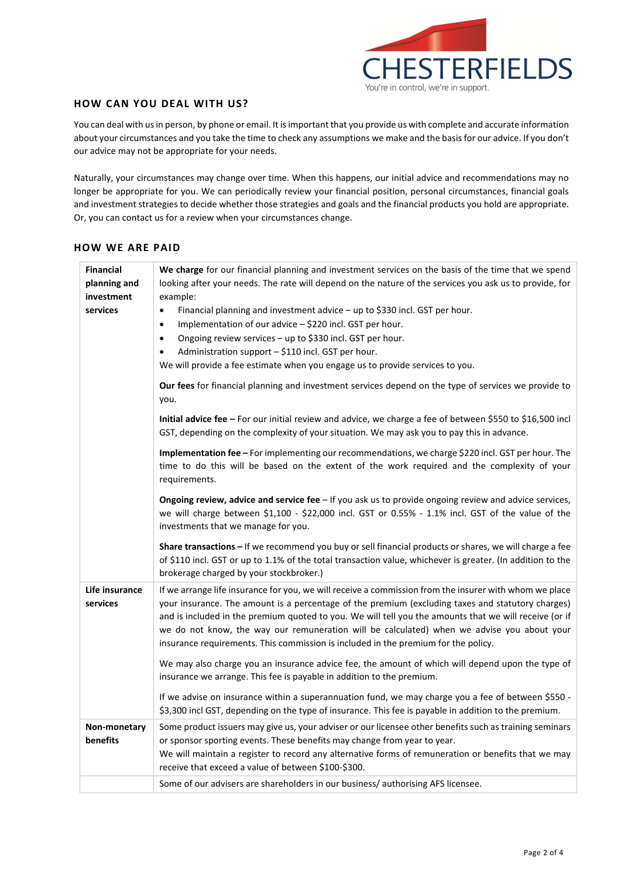## HOW CAN YOU DEAL WITH US?

You can deal with us in person, by phone or email. It is important that you provide us with complete and accurate information about your circumstances and you take the time to check any assumptions we make and the basis for our advice. If you don't our advice may not be appropriate for your needs.

Naturally, your circumstances may change over time. When this happens, our initial advice and recommendations may no longer be appropriate for you. We can periodically review your financial position, personal circumstances, financial goals and investment strategies to decide whether those strategies and goals and the financial products you hold are appropriate. Or, you can contact us for a review when your circumstances change.

## HOW WE ARE PAID

| | |
|---|---|
| **Financial planning and investment services** | **We charge** for our financial planning and investment services on the basis of the time that we spend looking after your needs. The rate will depend on the nature of the services you ask us to provide, for example:<br>• Financial planning and investment advice – up to $330 incl. GST per hour.<br>• Implementation of our advice – $220 incl. GST per hour.<br>• Ongoing review services – up to $330 incl. GST per hour.<br>• Administration support – $110 incl. GST per hour.<br>We will provide a fee estimate when you engage us to provide services to you.<br><br>**Our fees** for financial planning and investment services depend on the type of services we provide to you.<br><br>**Initial advice fee –** For our initial review and advice, we charge a fee of between $550 to $16,500 incl GST, depending on the complexity of your situation. We may ask you to pay this in advance.<br><br>**Implementation fee –** For implementing our recommendations, we charge $220 incl. GST per hour. The time to do this will be based on the extent of the work required and the complexity of your requirements.<br><br>**Ongoing review, advice and service fee** – If you ask us to provide ongoing review and advice services, we will charge between $1,100 - $22,000 incl. GST or 0.55% - 1.1% incl. GST of the value of the investments that we manage for you.<br><br>**Share transactions –** If we recommend you buy or sell financial products or shares, we will charge a fee of $110 incl. GST or up to 1.1% of the total transaction value, whichever is greater. (In addition to the brokerage charged by your stockbroker.) |
| **Life insurance services** | If we arrange life insurance for you, we will receive a commission from the insurer with whom we place your insurance. The amount is a percentage of the premium (excluding taxes and statutory charges) and is included in the premium quoted to you. We will tell you the amounts that we will receive (or if we do not know, the way our remuneration will be calculated) when we advise you about your insurance requirements. This commission is included in the premium for the policy.<br><br>We may also charge you an insurance advice fee, the amount of which will depend upon the type of insurance we arrange. This fee is payable in addition to the premium.<br><br>If we advise on insurance within a superannuation fund, we may charge you a fee of between $550 - $3,300 incl GST, depending on the type of insurance. This fee is payable in addition to the premium. |
| **Non-monetary benefits** | Some product issuers may give us, your adviser or our licensee other benefits such as training seminars or sponsor sporting events. These benefits may change from year to year.<br>We will maintain a register to record any alternative forms of remuneration or benefits that we may receive that exceed a value of between $100-$300. |
| | Some of our advisers are shareholders in our business/ authorising AFS licensee. |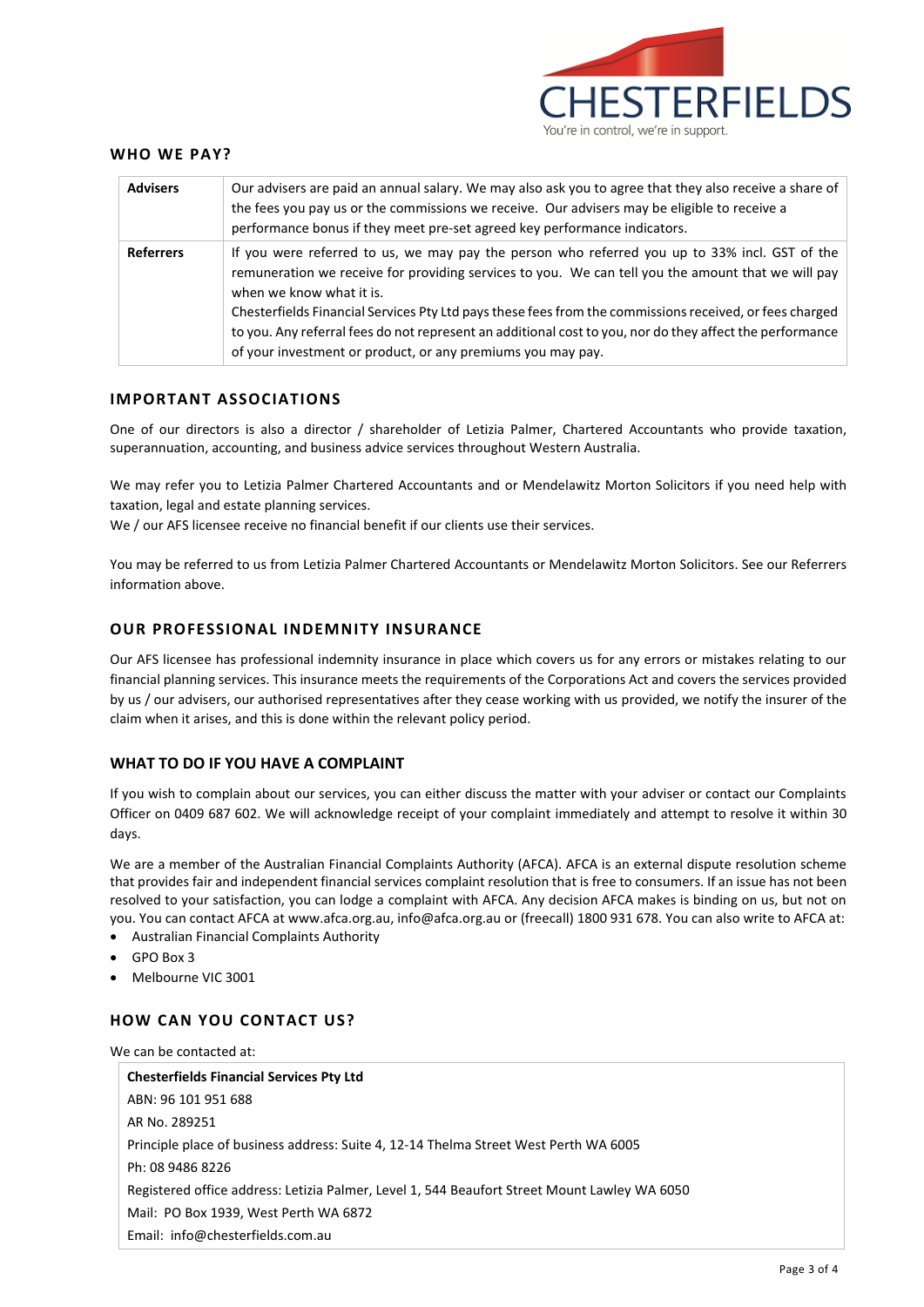## WHO WE PAY?

| | |
|---|---|
| **Advisers** | Our advisers are paid an annual salary. We may also ask you to agree that they also receive a share of the fees you pay us or the commissions we receive. Our advisers may be eligible to receive a performance bonus if they meet pre-set agreed key performance indicators. |
| **Referrers** | If you were referred to us, we may pay the person who referred you up to 33% incl. GST of the remuneration we receive for providing services to you. We can tell you the amount that we will pay when we know what it is.<br>Chesterfields Financial Services Pty Ltd pays these fees from the commissions received, or fees charged to you. Any referral fees do not represent an additional cost to you, nor do they affect the performance of your investment or product, or any premiums you may pay. |

## IMPORTANT ASSOCIATIONS

One of our directors is also a director / shareholder of Letizia Palmer, Chartered Accountants who provide taxation, superannuation, accounting, and business advice services throughout Western Australia.

We may refer you to Letizia Palmer Chartered Accountants and or Mendelawitz Morton Solicitors if you need help with taxation, legal and estate planning services.
We / our AFS licensee receive no financial benefit if our clients use their services.

You may be referred to us from Letizia Palmer Chartered Accountants or Mendelawitz Morton Solicitors. See our Referrers information above.

## OUR PROFESSIONAL INDEMNITY INSURANCE

Our AFS licensee has professional indemnity insurance in place which covers us for any errors or mistakes relating to our financial planning services. This insurance meets the requirements of the Corporations Act and covers the services provided by us / our advisers, our authorised representatives after they cease working with us provided, we notify the insurer of the claim when it arises, and this is done within the relevant policy period.

## WHAT TO DO IF YOU HAVE A COMPLAINT

If you wish to complain about our services, you can either discuss the matter with your adviser or contact our Complaints Officer on 0409 687 602. We will acknowledge receipt of your complaint immediately and attempt to resolve it within 30 days.

We are a member of the Australian Financial Complaints Authority (AFCA). AFCA is an external dispute resolution scheme that provides fair and independent financial services complaint resolution that is free to consumers. If an issue has not been resolved to your satisfaction, you can lodge a complaint with AFCA. Any decision AFCA makes is binding on us, but not on you. You can contact AFCA at www.afca.org.au, info@afca.org.au or (freecall) 1800 931 678. You can also write to AFCA at:

- Australian Financial Complaints Authority
- GPO Box 3
- Melbourne VIC 3001

## HOW CAN YOU CONTACT US?

We can be contacted at:

**Chesterfields Financial Services Pty Ltd**
ABN: 96 101 951 688
AR No. 289251
Principle place of business address: Suite 4, 12-14 Thelma Street West Perth WA 6005
Ph: 08 9486 8226
Registered office address: Letizia Palmer, Level 1, 544 Beaufort Street Mount Lawley WA 6050
Mail: PO Box 1939, West Perth WA 6872
Email: info@chesterfields.com.au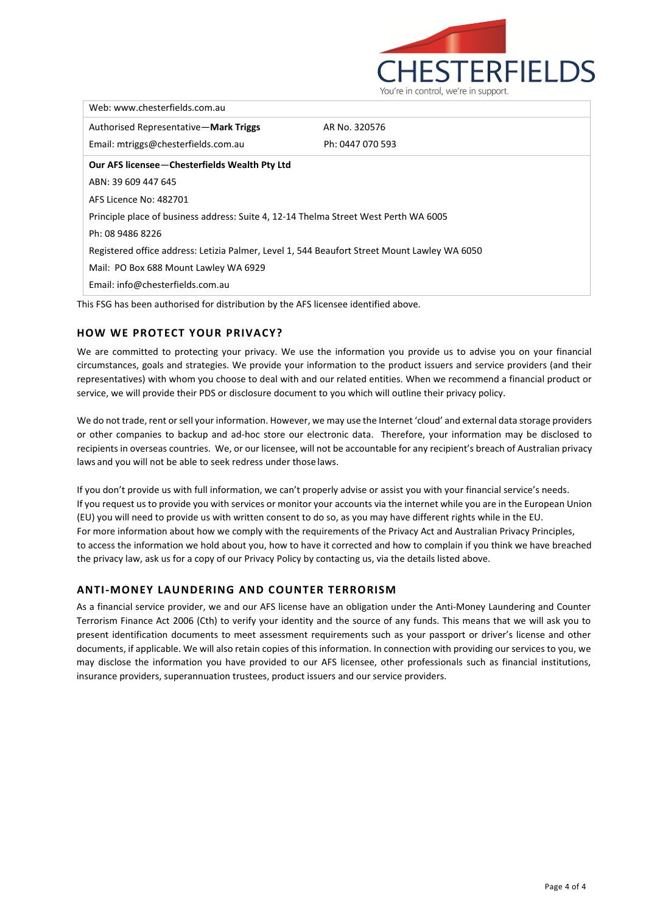| Web: www.chesterfields.com.au | |
|---|---|
| Authorised Representative—**Mark Triggs** | AR No. 320576 |
| Email: mtriggs@chesterfields.com.au | Ph: 0447 070 593 |
| **Our AFS licensee—Chesterfields Wealth Pty Ltd** | |
| ABN: 39 609 447 645 | |
| AFS Licence No: 482701 | |
| Principle place of business address: Suite 4, 12-14 Thelma Street West Perth WA 6005 | |
| Ph: 08 9486 8226 | |
| Registered office address: Letizia Palmer, Level 1, 544 Beaufort Street Mount Lawley WA 6050 | |
| Mail: PO Box 688 Mount Lawley WA 6929 | |
| Email: info@chesterfields.com.au | |

This FSG has been authorised for distribution by the AFS licensee identified above.

## HOW WE PROTECT YOUR PRIVACY?

We are committed to protecting your privacy. We use the information you provide us to advise you on your financial circumstances, goals and strategies. We provide your information to the product issuers and service providers (and their representatives) with whom you choose to deal with and our related entities. When we recommend a financial product or service, we will provide their PDS or disclosure document to you which will outline their privacy policy.

We do not trade, rent or sell your information. However, we may use the Internet 'cloud' and external data storage providers or other companies to backup and ad-hoc store our electronic data. Therefore, your information may be disclosed to recipients in overseas countries. We, or our licensee, will not be accountable for any recipient's breach of Australian privacy laws and you will not be able to seek redress under those laws.

If you don't provide us with full information, we can't properly advise or assist you with your financial service's needs.
If you request us to provide you with services or monitor your accounts via the internet while you are in the European Union (EU) you will need to provide us with written consent to do so, as you may have different rights while in the EU.
For more information about how we comply with the requirements of the Privacy Act and Australian Privacy Principles, to access the information we hold about you, how to have it corrected and how to complain if you think we have breached the privacy law, ask us for a copy of our Privacy Policy by contacting us, via the details listed above.

## ANTI-MONEY LAUNDERING AND COUNTER TERRORISM

As a financial service provider, we and our AFS license have an obligation under the Anti-Money Laundering and Counter Terrorism Finance Act 2006 (Cth) to verify your identity and the source of any funds. This means that we will ask you to present identification documents to meet assessment requirements such as your passport or driver's license and other documents, if applicable. We will also retain copies of this information. In connection with providing our services to you, we may disclose the information you have provided to our AFS licensee, other professionals such as financial institutions, insurance providers, superannuation trustees, product issuers and our service providers.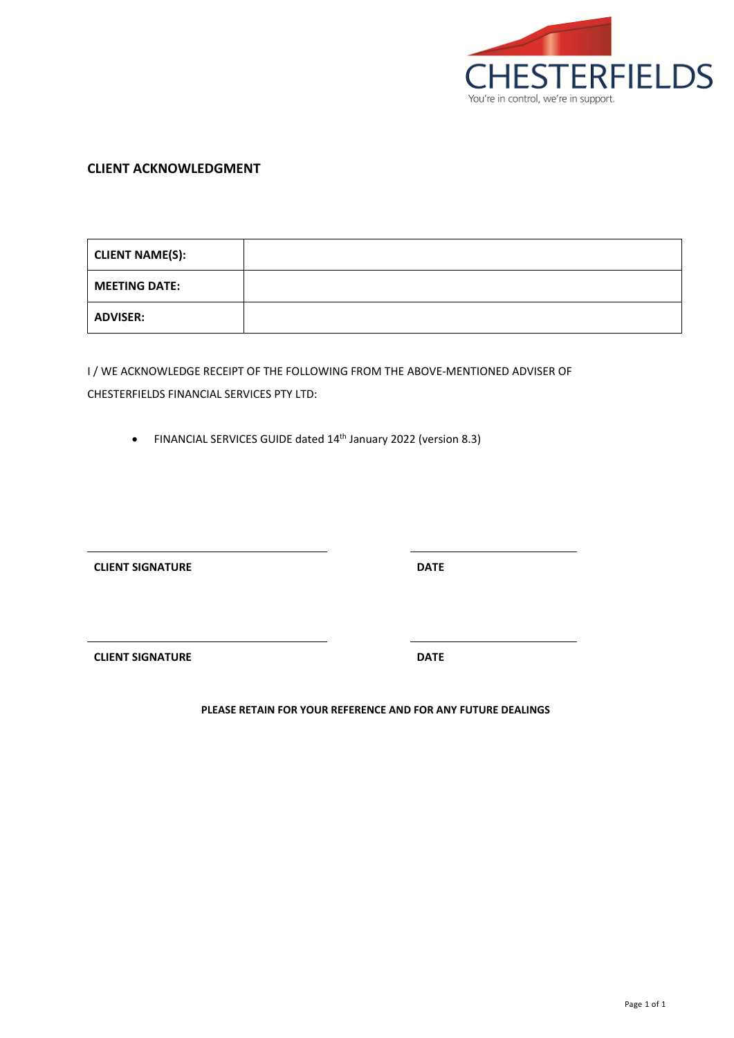CHESTERFIELDS

You're in control, we're in support.

## CLIENT ACKNOWLEDGMENT

| | |
|---|---|
| **CLIENT NAME(S):** | |
| **MEETING DATE:** | |
| **ADVISER:** | |

I / WE ACKNOWLEDGE RECEIPT OF THE FOLLOWING FROM THE ABOVE-MENTIONED ADVISER OF CHESTERFIELDS FINANCIAL SERVICES PTY LTD:

- FINANCIAL SERVICES GUIDE dated 14th January 2022 (version 8.3)

**CLIENT SIGNATURE** **DATE**

**CLIENT SIGNATURE** **DATE**

**PLEASE RETAIN FOR YOUR REFERENCE AND FOR ANY FUTURE DEALINGS**